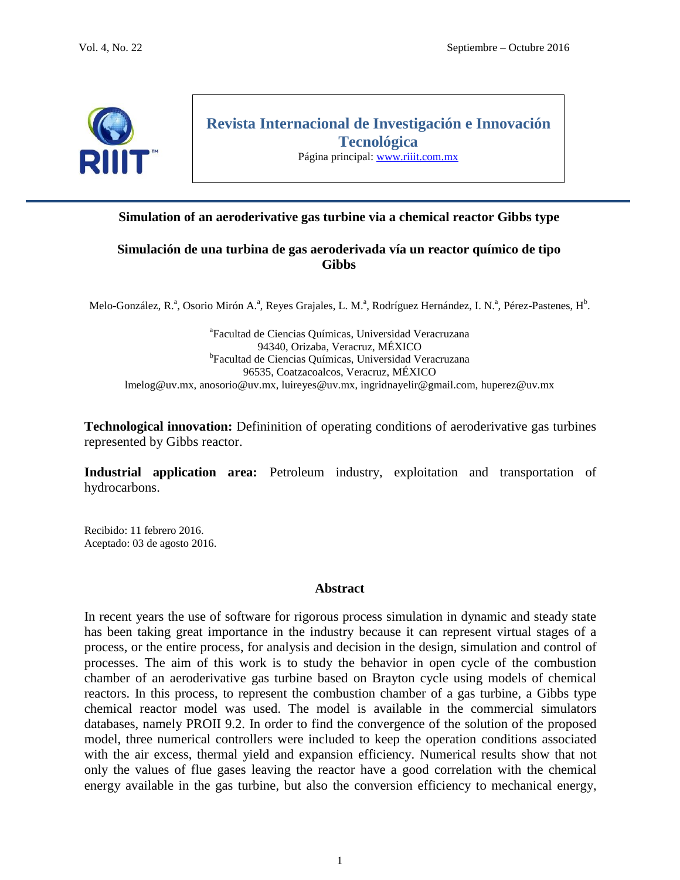**Revista Internacional de Investigación e Innovación Tecnológica**

Página principal: www.riiit.com.mx

# Simulation of an aeroderivative gas turbine via a chemical reactor Gibbs type

# Simulación de una turbina de gas aeroderivada vía un reactor químico de tipo Gibbs

Melo-González, R.[a], Osorio Mirón A.[a], Reyes Grajales, L. M.[a], Rodríguez Hernández, I. N.[a], Pérez-Pastenes, H[b].

[a]Facultad de Ciencias Químicas, Universidad Veracruzana
94340, Orizaba, Veracruz, MÉXICO
[b]Facultad de Ciencias Químicas, Universidad Veracruzana
96535, Coatzacoalcos, Veracruz, MÉXICO
lmelog@uv.mx, anosorio@uv.mx, luireyes@uv.mx, ingridnayelir@gmail.com, huperez@uv.mx

**Technological innovation:** Defininition of operating conditions of aeroderivative gas turbines represented by Gibbs reactor.

**Industrial application area:** Petroleum industry, exploitation and transportation of hydrocarbons.

Recibido: 11 febrero 2016.
Aceptado: 03 de agosto 2016.

## Abstract

In recent years the use of software for rigorous process simulation in dynamic and steady state has been taking great importance in the industry because it can represent virtual stages of a process, or the entire process, for analysis and decision in the design, simulation and control of processes. The aim of this work is to study the behavior in open cycle of the combustion chamber of an aeroderivative gas turbine based on Brayton cycle using models of chemical reactors. In this process, to represent the combustion chamber of a gas turbine, a Gibbs type chemical reactor model was used. The model is available in the commercial simulators databases, namely PROII 9.2. In order to find the convergence of the solution of the proposed model, three numerical controllers were included to keep the operation conditions associated with the air excess, thermal yield and expansion efficiency. Numerical results show that not only the values of flue gases leaving the reactor have a good correlation with the chemical energy available in the gas turbine, but also the conversion efficiency to mechanical energy,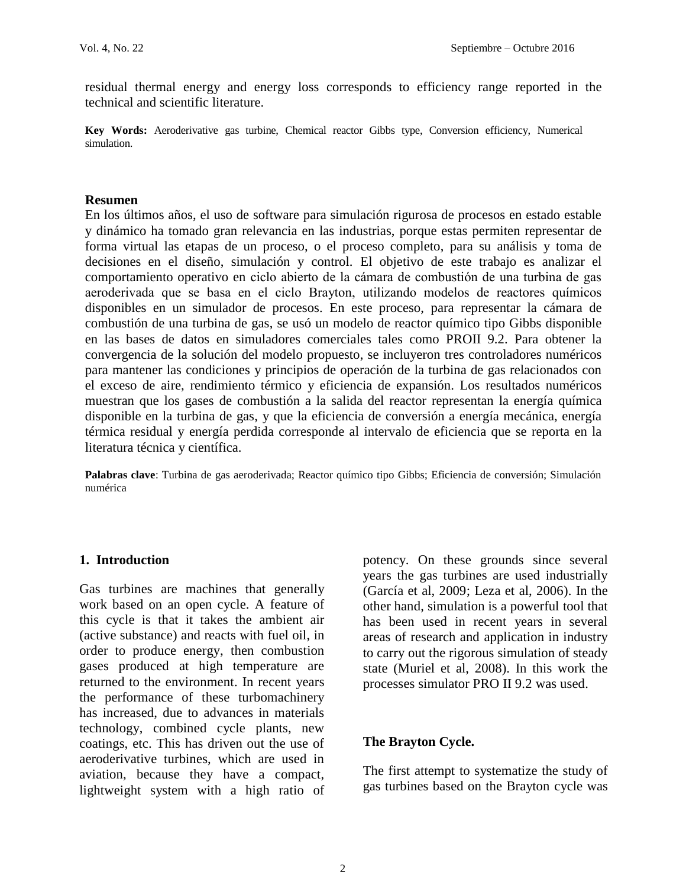residual thermal energy and energy loss corresponds to efficiency range reported in the technical and scientific literature.

**Key Words:** Aeroderivative gas turbine, Chemical reactor Gibbs type, Conversion efficiency, Numerical simulation.

**Resumen**

En los últimos años, el uso de software para simulación rigurosa de procesos en estado estable y dinámico ha tomado gran relevancia en las industrias, porque estas permiten representar de forma virtual las etapas de un proceso, o el proceso completo, para su análisis y toma de decisiones en el diseño, simulación y control. El objetivo de este trabajo es analizar el comportamiento operativo en ciclo abierto de la cámara de combustión de una turbina de gas aeroderivada que se basa en el ciclo Brayton, utilizando modelos de reactores químicos disponibles en un simulador de procesos. En este proceso, para representar la cámara de combustión de una turbina de gas, se usó un modelo de reactor químico tipo Gibbs disponible en las bases de datos en simuladores comerciales tales como PROII 9.2. Para obtener la convergencia de la solución del modelo propuesto, se incluyeron tres controladores numéricos para mantener las condiciones y principios de operación de la turbina de gas relacionados con el exceso de aire, rendimiento térmico y eficiencia de expansión. Los resultados numéricos muestran que los gases de combustión a la salida del reactor representan la energía química disponible en la turbina de gas, y que la eficiencia de conversión a energía mecánica, energía térmica residual y energía perdida corresponde al intervalo de eficiencia que se reporta en la literatura técnica y científica.

**Palabras clave**: Turbina de gas aeroderivada; Reactor químico tipo Gibbs; Eficiencia de conversión; Simulación numérica

## 1. Introduction

Gas turbines are machines that generally work based on an open cycle. A feature of this cycle is that it takes the ambient air (active substance) and reacts with fuel oil, in order to produce energy, then combustion gases produced at high temperature are returned to the environment. In recent years the performance of these turbomachinery has increased, due to advances in materials technology, combined cycle plants, new coatings, etc. This has driven out the use of aeroderivative turbines, which are used in aviation, because they have a compact, lightweight system with a high ratio of potency. On these grounds since several years the gas turbines are used industrially (García et al, 2009; Leza et al, 2006). In the other hand, simulation is a powerful tool that has been used in recent years in several areas of research and application in industry to carry out the rigorous simulation of steady state (Muriel et al, 2008). In this work the processes simulator PRO II 9.2 was used.

### The Brayton Cycle.

The first attempt to systematize the study of gas turbines based on the Brayton cycle was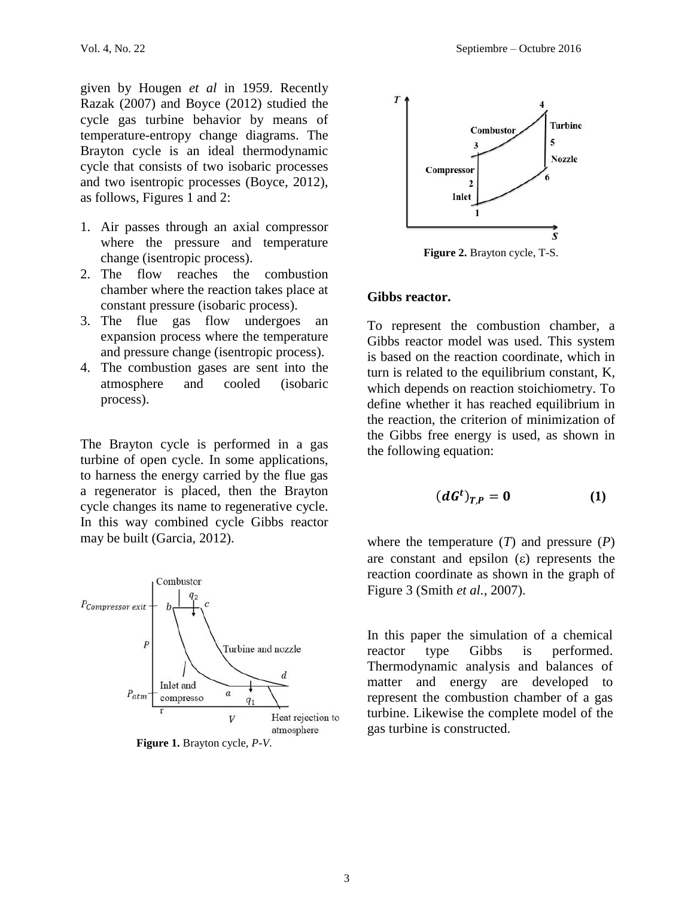given by Hougen *et al* in 1959. Recently Razak (2007) and Boyce (2012) studied the cycle gas turbine behavior by means of temperature-entropy change diagrams. The Brayton cycle is an ideal thermodynamic cycle that consists of two isobaric processes and two isentropic processes (Boyce, 2012), as follows, Figures 1 and 2:

1. Air passes through an axial compressor where the pressure and temperature change (isentropic process).
2. The flow reaches the combustion chamber where the reaction takes place at constant pressure (isobaric process).
3. The flue gas flow undergoes an expansion process where the temperature and pressure change (isentropic process).
4. The combustion gases are sent into the atmosphere and cooled (isobaric process).

The Brayton cycle is performed in a gas turbine of open cycle. In some applications, to harness the energy carried by the flue gas a regenerator is placed, then the Brayton cycle changes its name to regenerative cycle. In this way combined cycle Gibbs reactor may be built (Garcia, 2012).

**Figure 1.** Brayton cycle, *P-V*.

**Figure 2.** Brayton cycle, T-S.

**Gibbs reactor.**

To represent the combustion chamber, a Gibbs reactor model was used. This system is based on the reaction coordinate, which in turn is related to the equilibrium constant, K, which depends on reaction stoichiometry. To define whether it has reached equilibrium in the reaction, the criterion of minimization of the Gibbs free energy is used, as shown in the following equation:

$$(dG^t)_{T,P} = 0 \qquad (1)$$

where the temperature (*T*) and pressure (*P*) are constant and epsilon ($\varepsilon$) represents the reaction coordinate as shown in the graph of Figure 3 (Smith *et al.*, 2007).

In this paper the simulation of a chemical reactor type Gibbs is performed. Thermodynamic analysis and balances of matter and energy are developed to represent the combustion chamber of a gas turbine. Likewise the complete model of the gas turbine is constructed.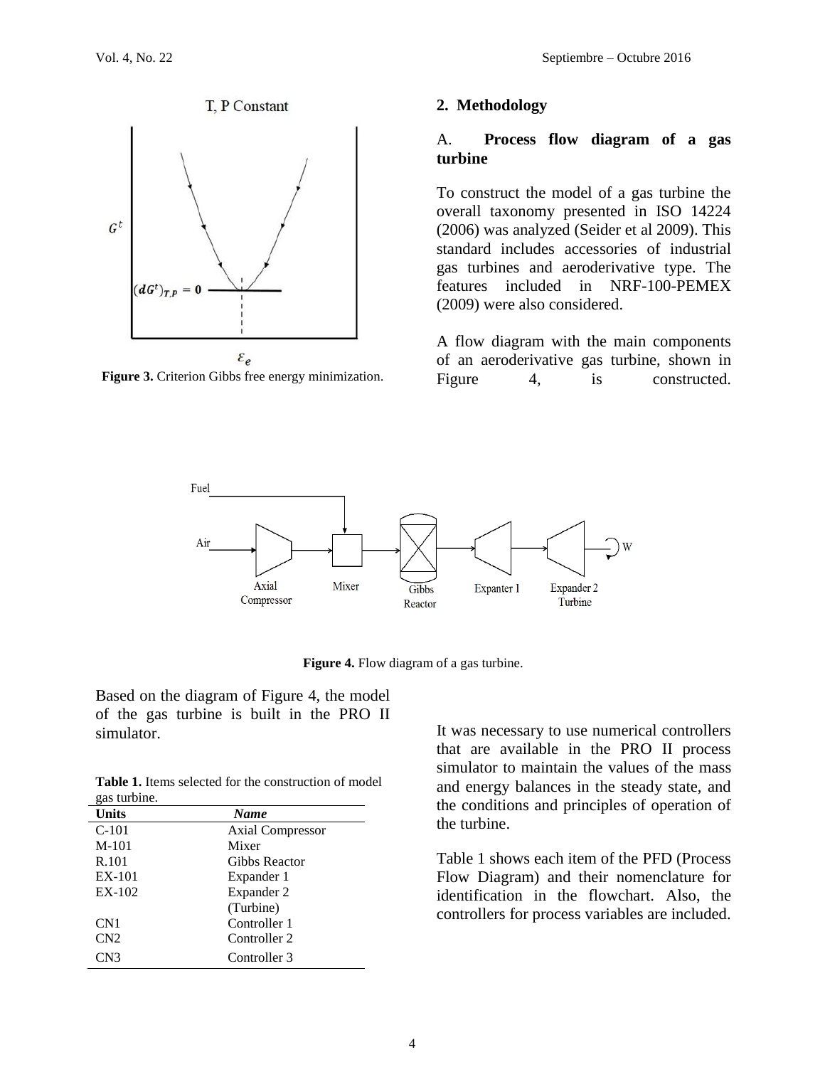Figure 3. Criterion Gibbs free energy minimization.

## 2. Methodology

### A. Process flow diagram of a gas turbine

To construct the model of a gas turbine the overall taxonomy presented in ISO 14224 (2006) was analyzed (Seider et al 2009). This standard includes accessories of industrial gas turbines and aeroderivative type. The features included in NRF-100-PEMEX (2009) were also considered.

A flow diagram with the main components of an aeroderivative gas turbine, shown in Figure 4, is constructed.

**Figure 4.** Flow diagram of a gas turbine.

Based on the diagram of Figure 4, the model of the gas turbine is built in the PRO II simulator.

**Table 1.** Items selected for the construction of model gas turbine.

| Units | *Name* |
|---|---|
| C-101 | Axial Compressor |
| M-101 | Mixer |
| R.101 | Gibbs Reactor |
| EX-101 | Expander 1 |
| EX-102 | Expander 2 (Turbine) |
| CN1 | Controller 1 |
| CN2 | Controller 2 |
| CN3 | Controller 3 |

It was necessary to use numerical controllers that are available in the PRO II process simulator to maintain the values of the mass and energy balances in the steady state, and the conditions and principles of operation of the turbine.

Table 1 shows each item of the PFD (Process Flow Diagram) and their nomenclature for identification in the flowchart. Also, the controllers for process variables are included.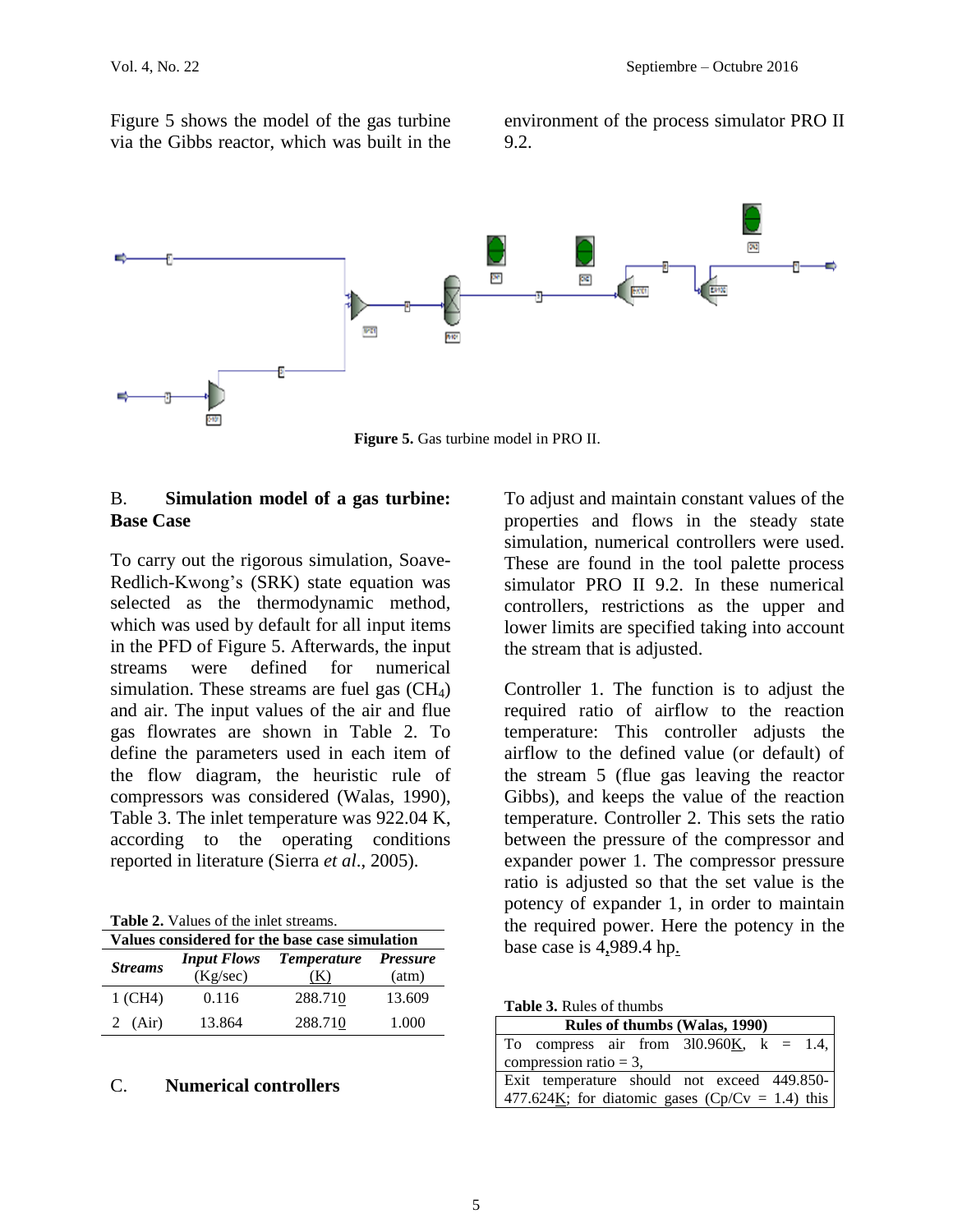Figure 5 shows the model of the gas turbine via the Gibbs reactor, which was built in the environment of the process simulator PRO II 9.2.

**Figure 5.** Gas turbine model in PRO II.

## B. Simulation model of a gas turbine: Base Case

To carry out the rigorous simulation, Soave-Redlich-Kwong's (SRK) state equation was selected as the thermodynamic method, which was used by default for all input items in the PFD of Figure 5. Afterwards, the input streams were defined for numerical simulation. These streams are fuel gas ($CH_4$) and air. The input values of the air and flue gas flowrates are shown in Table 2. To define the parameters used in each item of the flow diagram, the heuristic rule of compressors was considered (Walas, 1990), Table 3. The inlet temperature was 922.04 K, according to the operating conditions reported in literature (Sierra *et al*., 2005).

**Table 2.** Values of the inlet streams.

| Values considered for the base case simulation | | | |
|---|---|---|---|
| ***Streams*** | ***Input Flows*** (Kg/sec) | ***Temperature*** (K) | ***Pressure*** (atm) |
| 1 (CH4) | 0.116 | 288.710 | 13.609 |
| 2 (Air) | 13.864 | 288.710 | 1.000 |

## C. Numerical controllers

To adjust and maintain constant values of the properties and flows in the steady state simulation, numerical controllers were used. These are found in the tool palette process simulator PRO II 9.2. In these numerical controllers, restrictions as the upper and lower limits are specified taking into account the stream that is adjusted.

Controller 1. The function is to adjust the required ratio of airflow to the reaction temperature: This controller adjusts the airflow to the defined value (or default) of the stream 5 (flue gas leaving the reactor Gibbs), and keeps the value of the reaction temperature. Controller 2. This sets the ratio between the pressure of the compressor and expander power 1. The compressor pressure ratio is adjusted so that the set value is the potency of expander 1, in order to maintain the required power. Here the potency in the base case is 4,989.4 hp.

**Table 3.** Rules of thumbs

| Rules of thumbs (Walas, 1990) |
|---|
| To compress air from 3l0.960K, k = 1.4, compression ratio = 3, |
| Exit temperature should not exceed 449.850-477.624K; for diatomic gases (Cp/Cv = 1.4) this |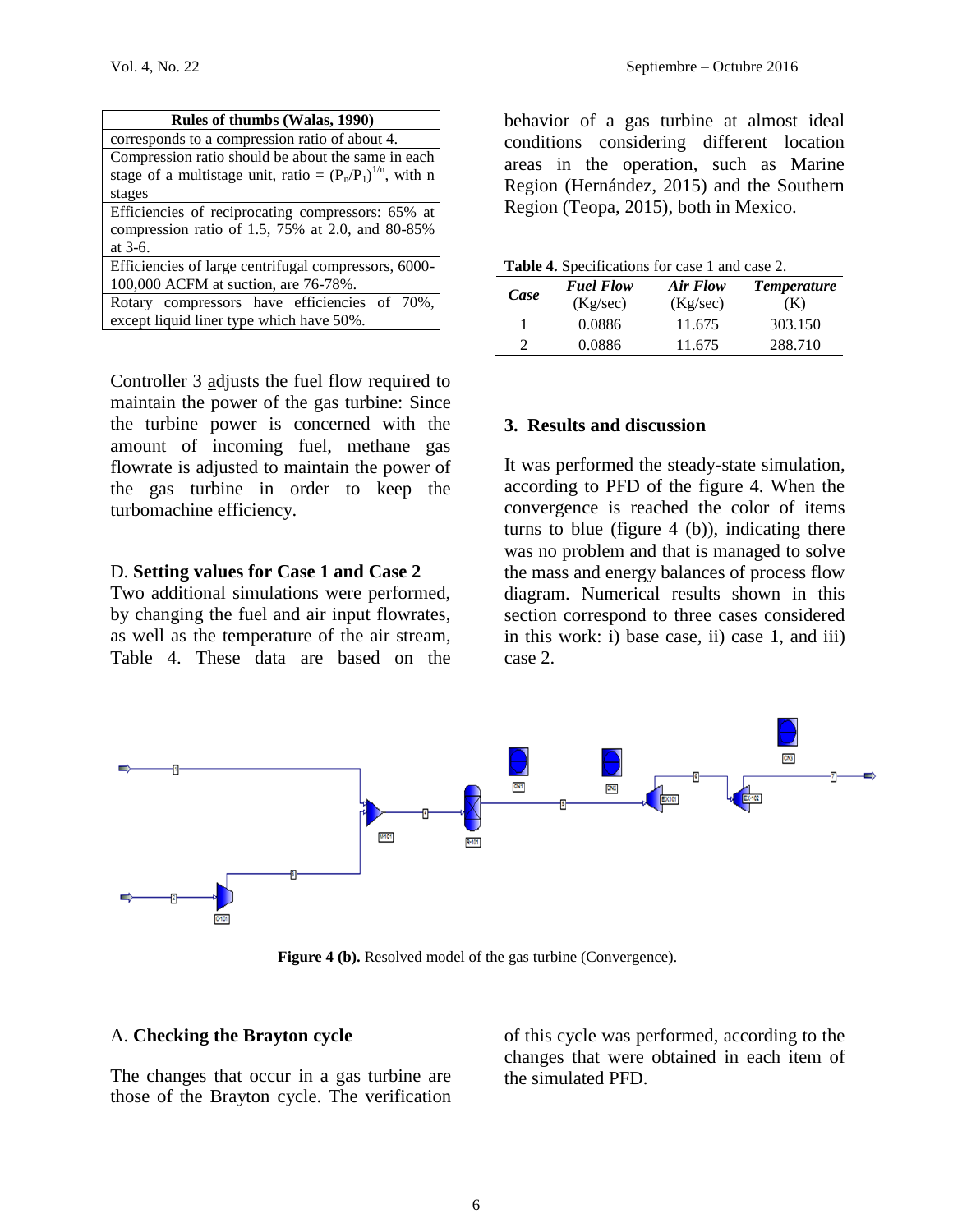| Rules of thumbs (Walas, 1990) |
|---|
| corresponds to a compression ratio of about 4. |
| Compression ratio should be about the same in each stage of a multistage unit, ratio = $(P_n/P_1)^{1/n}$, with n stages |
| Efficiencies of reciprocating compressors: 65% at compression ratio of 1.5, 75% at 2.0, and 80-85% at 3-6. |
| Efficiencies of large centrifugal compressors, 6000-100,000 ACFM at suction, are 76-78%. |
| Rotary compressors have efficiencies of 70%, except liquid liner type which have 50%. |

Controller 3 adjusts the fuel flow required to maintain the power of the gas turbine: Since the turbine power is concerned with the amount of incoming fuel, methane gas flowrate is adjusted to maintain the power of the gas turbine in order to keep the turbomachine efficiency.

D. **Setting values for Case 1 and Case 2**

Two additional simulations were performed, by changing the fuel and air input flowrates, as well as the temperature of the air stream, Table 4. These data are based on the behavior of a gas turbine at almost ideal conditions considering different location areas in the operation, such as Marine Region (Hernández, 2015) and the Southern Region (Teopa, 2015), both in Mexico.

**Table 4.** Specifications for case 1 and case 2.

| *Case* | *Fuel Flow* (Kg/sec) | *Air Flow* (Kg/sec) | *Temperature* (K) |
|---|---|---|---|
| 1 | 0.0886 | 11.675 | 303.150 |
| 2 | 0.0886 | 11.675 | 288.710 |

## 3. Results and discussion

It was performed the steady-state simulation, according to PFD of the figure 4. When the convergence is reached the color of items turns to blue (figure 4 (b)), indicating there was no problem and that is managed to solve the mass and energy balances of process flow diagram. Numerical results shown in this section correspond to three cases considered in this work: i) base case, ii) case 1, and iii) case 2.

**Figure 4 (b).** Resolved model of the gas turbine (Convergence).

A. **Checking the Brayton cycle**

The changes that occur in a gas turbine are those of the Brayton cycle. The verification of this cycle was performed, according to the changes that were obtained in each item of the simulated PFD.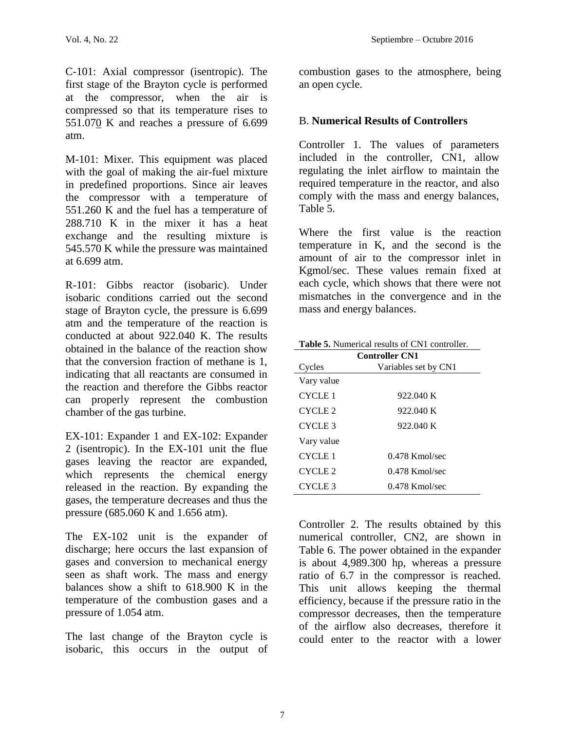C-101: Axial compressor (isentropic). The first stage of the Brayton cycle is performed at the compressor, when the air is compressed so that its temperature rises to 551.070 K and reaches a pressure of 6.699 atm.

M-101: Mixer. This equipment was placed with the goal of making the air-fuel mixture in predefined proportions. Since air leaves the compressor with a temperature of 551.260 K and the fuel has a temperature of 288.710 K in the mixer it has a heat exchange and the resulting mixture is 545.570 K while the pressure was maintained at 6.699 atm.

R-101: Gibbs reactor (isobaric). Under isobaric conditions carried out the second stage of Brayton cycle, the pressure is 6.699 atm and the temperature of the reaction is conducted at about 922.040 K. The results obtained in the balance of the reaction show that the conversion fraction of methane is 1, indicating that all reactants are consumed in the reaction and therefore the Gibbs reactor can properly represent the combustion chamber of the gas turbine.

EX-101: Expander 1 and EX-102: Expander 2 (isentropic). In the EX-101 unit the flue gases leaving the reactor are expanded, which represents the chemical energy released in the reaction. By expanding the gases, the temperature decreases and thus the pressure (685.060 K and 1.656 atm).

The EX-102 unit is the expander of discharge; here occurs the last expansion of gases and conversion to mechanical energy seen as shaft work. The mass and energy balances show a shift to 618.900 K in the temperature of the combustion gases and a pressure of 1.054 atm.

The last change of the Brayton cycle is isobaric, this occurs in the output of combustion gases to the atmosphere, being an open cycle.

## B. **Numerical Results of Controllers**

Controller 1. The values of parameters included in the controller, CN1, allow regulating the inlet airflow to maintain the required temperature in the reactor, and also comply with the mass and energy balances, Table 5.

Where the first value is the reaction temperature in K, and the second is the amount of air to the compressor inlet in Kgmol/sec. These values remain fixed at each cycle, which shows that there were not mismatches in the convergence and in the mass and energy balances.

**Table 5.** Numerical results of CN1 controller.

| **Controller CN1** | |
|---|---|
| Cycles | Variables set by CN1 |
| Vary value | |
| CYCLE 1 | 922.040 K |
| CYCLE 2 | 922.040 K |
| CYCLE 3 | 922.040 K |
| Vary value | |
| CYCLE 1 | 0.478 Kmol/sec |
| CYCLE 2 | 0.478 Kmol/sec |
| CYCLE 3 | 0.478 Kmol/sec |

Controller 2. The results obtained by this numerical controller, CN2, are shown in Table 6. The power obtained in the expander is about 4,989.300 hp, whereas a pressure ratio of 6.7 in the compressor is reached. This unit allows keeping the thermal efficiency, because if the pressure ratio in the compressor decreases, then the temperature of the airflow also decreases, therefore it could enter to the reactor with a lower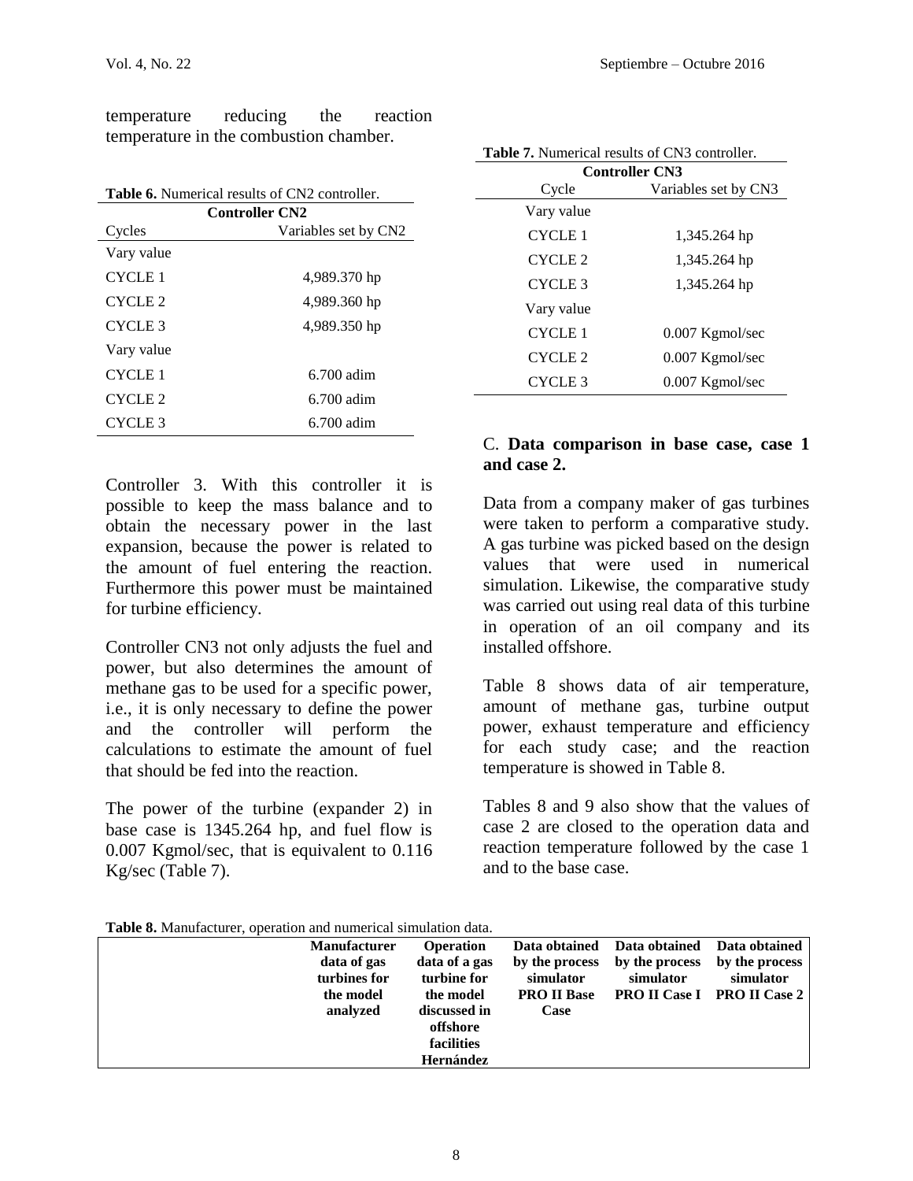temperature reducing the reaction temperature in the combustion chamber.

**Table 6.** Numerical results of CN2 controller.

| Controller CN2 | |
|---|---|
| Cycles | Variables set by CN2 |
| Vary value | |
| CYCLE 1 | 4,989.370 hp |
| CYCLE 2 | 4,989.360 hp |
| CYCLE 3 | 4,989.350 hp |
| Vary value | |
| CYCLE 1 | 6.700 adim |
| CYCLE 2 | 6.700 adim |
| CYCLE 3 | 6.700 adim |

Controller 3. With this controller it is possible to keep the mass balance and to obtain the necessary power in the last expansion, because the power is related to the amount of fuel entering the reaction. Furthermore this power must be maintained for turbine efficiency.

Controller CN3 not only adjusts the fuel and power, but also determines the amount of methane gas to be used for a specific power, i.e., it is only necessary to define the power and the controller will perform the calculations to estimate the amount of fuel that should be fed into the reaction.

The power of the turbine (expander 2) in base case is 1345.264 hp, and fuel flow is 0.007 Kgmol/sec, that is equivalent to 0.116 Kg/sec (Table 7).

**Table 7.** Numerical results of CN3 controller.

| Controller CN3 | |
|---|---|
| Cycle | Variables set by CN3 |
| Vary value | |
| CYCLE 1 | 1,345.264 hp |
| CYCLE 2 | 1,345.264 hp |
| CYCLE 3 | 1,345.264 hp |
| Vary value | |
| CYCLE 1 | 0.007 Kgmol/sec |
| CYCLE 2 | 0.007 Kgmol/sec |
| CYCLE 3 | 0.007 Kgmol/sec |

C. **Data comparison in base case, case 1 and case 2.**

Data from a company maker of gas turbines were taken to perform a comparative study. A gas turbine was picked based on the design values that were used in numerical simulation. Likewise, the comparative study was carried out using real data of this turbine in operation of an oil company and its installed offshore.

Table 8 shows data of air temperature, amount of methane gas, turbine output power, exhaust temperature and efficiency for each study case; and the reaction temperature is showed in Table 8.

Tables 8 and 9 also show that the values of case 2 are closed to the operation data and reaction temperature followed by the case 1 and to the base case.

**Table 8.** Manufacturer, operation and numerical simulation data.

| | Manufacturer data of gas turbines for the model analyzed | Operation data of a gas turbine for the model discussed in offshore facilities Hernández | Data obtained by the process simulator PRO II Base Case | Data obtained by the process simulator PRO II Case I | Data obtained by the process simulator PRO II Case 2 |
|---|---|---|---|---|---|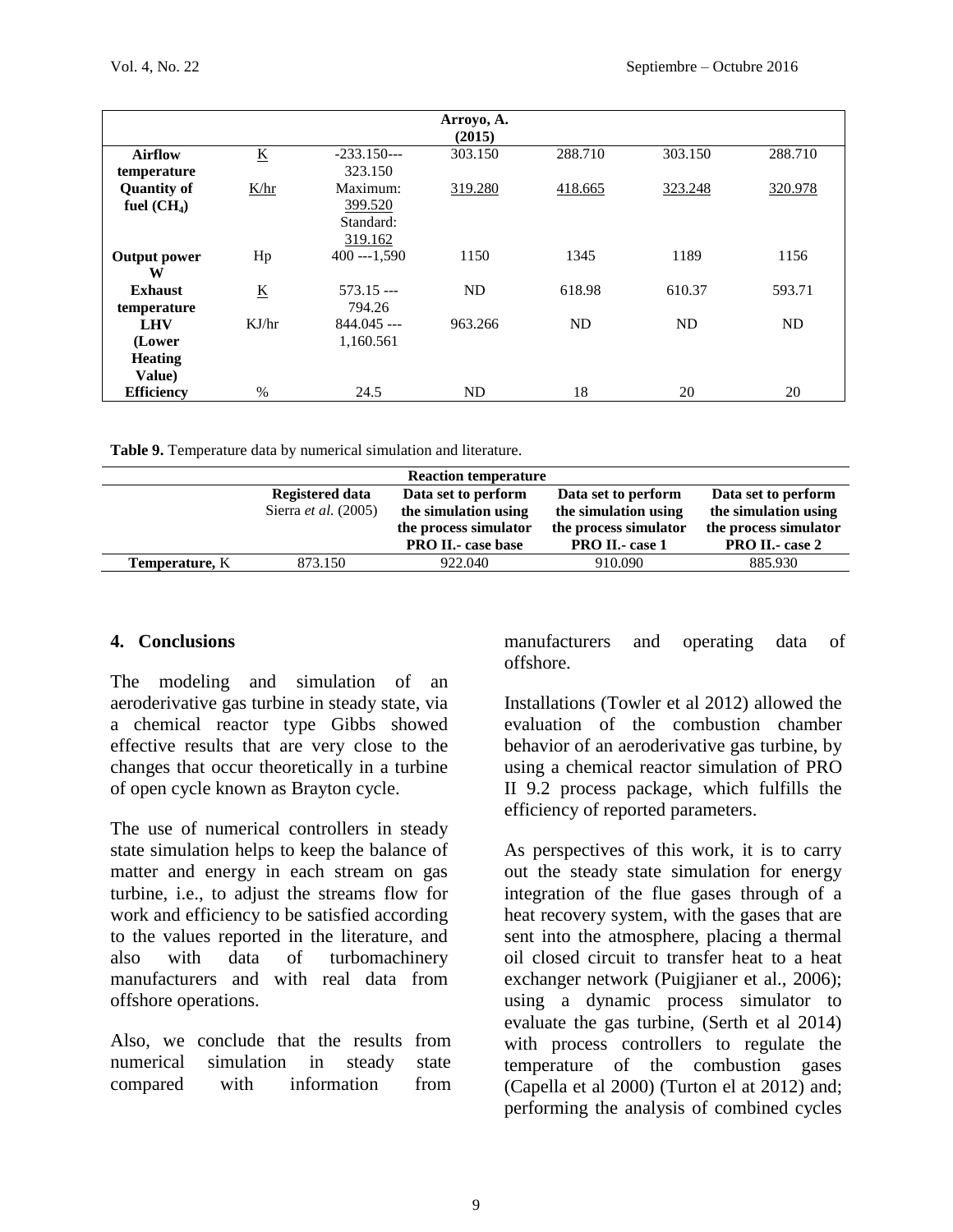| | | | Arroyo, A. (2015) | | | |
|---|---|---|---|---|---|---|
| **Airflow temperature** | K | -233.150--- 323.150 | 303.150 | 288.710 | 303.150 | 288.710 |
| **Quantity of fuel ($CH_4$)** | K/hr | Maximum: 399.520 Standard: 319.162 | 319.280 | 418.665 | 323.248 | 320.978 |
| **Output power W** | Hp | 400 ---1,590 | 1150 | 1345 | 1189 | 1156 |
| **Exhaust temperature** | K | 573.15 --- 794.26 | ND | 618.98 | 610.37 | 593.71 |
| **LHV (Lower Heating Value)** | KJ/hr | 844.045 --- 1,160.561 | 963.266 | ND | ND | ND |
| **Efficiency** | % | 24.5 | ND | 18 | 20 | 20 |

**Table 9.** Temperature data by numerical simulation and literature.

| | Reaction temperature | | | |
|---|---|---|---|---|
| | **Registered data** Sierra *et al.* (2005) | **Data set to perform the simulation using the process simulator PRO II.- case base** | **Data set to perform the simulation using the process simulator PRO II.- case 1** | **Data set to perform the simulation using the process simulator PRO II.- case 2** |
| **Temperature,** K | 873.150 | 922.040 | 910.090 | 885.930 |

## 4. Conclusions

The modeling and simulation of an aeroderivative gas turbine in steady state, via a chemical reactor type Gibbs showed effective results that are very close to the changes that occur theoretically in a turbine of open cycle known as Brayton cycle.

The use of numerical controllers in steady state simulation helps to keep the balance of matter and energy in each stream on gas turbine, i.e., to adjust the streams flow for work and efficiency to be satisfied according to the values reported in the literature, and also with data of turbomachinery manufacturers and with real data from offshore operations.

Also, we conclude that the results from numerical simulation in steady state compared with information from manufacturers and operating data of offshore.

Installations (Towler et al 2012) allowed the evaluation of the combustion chamber behavior of an aeroderivative gas turbine, by using a chemical reactor simulation of PRO II 9.2 process package, which fulfills the efficiency of reported parameters.

As perspectives of this work, it is to carry out the steady state simulation for energy integration of the flue gases through of a heat recovery system, with the gases that are sent into the atmosphere, placing a thermal oil closed circuit to transfer heat to a heat exchanger network (Puigjianer et al., 2006); using a dynamic process simulator to evaluate the gas turbine, (Serth et al 2014) with process controllers to regulate the temperature of the combustion gases (Capella et al 2000) (Turton el at 2012) and; performing the analysis of combined cycles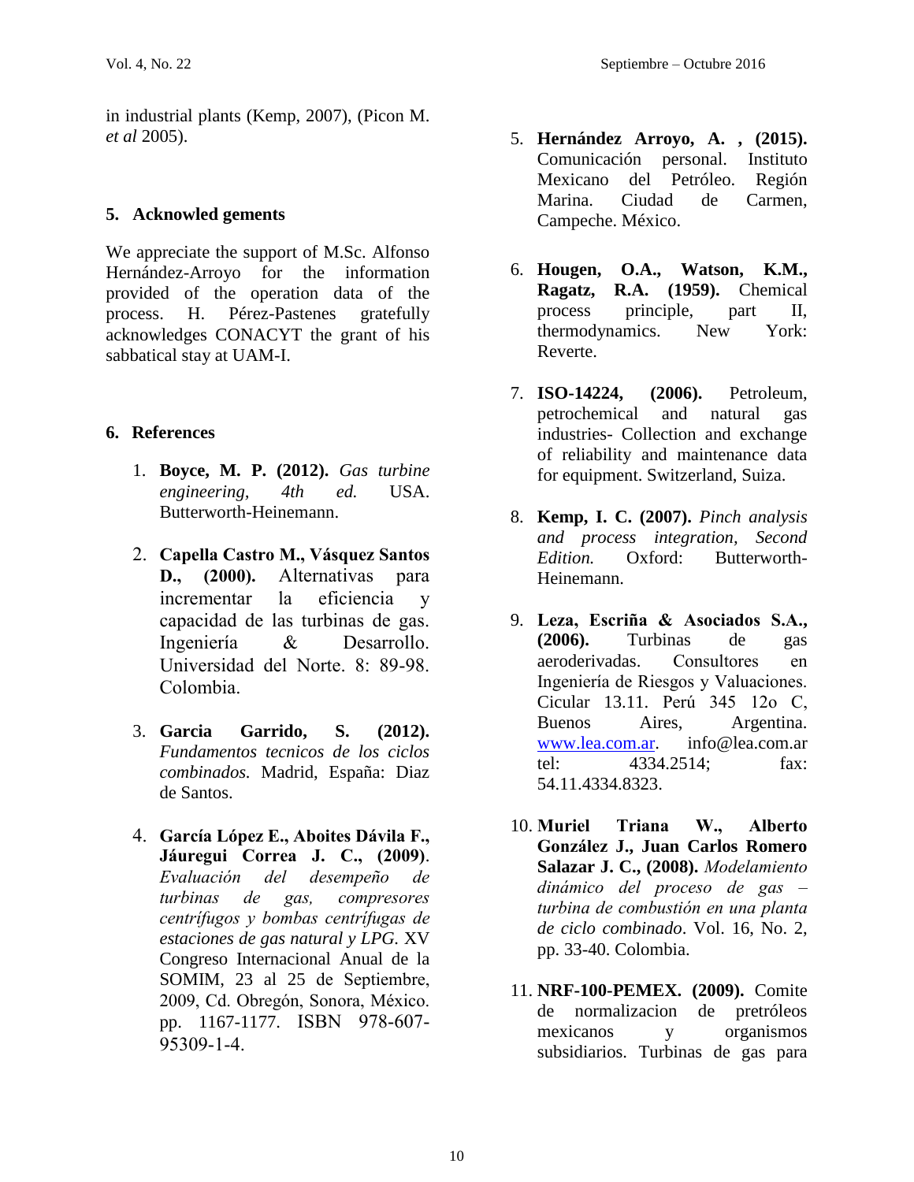in industrial plants (Kemp, 2007), (Picon M. *et al* 2005).

## 5. Acknowled gements

We appreciate the support of M.Sc. Alfonso Hernández-Arroyo for the information provided of the operation data of the process. H. Pérez-Pastenes gratefully acknowledges CONACYT the grant of his sabbatical stay at UAM-I.

## 6. References

1. **Boyce, M. P. (2012).** *Gas turbine engineering, 4th ed.* USA. Butterworth-Heinemann.

2. **Capella Castro M., Vásquez Santos D., (2000).** Alternativas para incrementar la eficiencia y capacidad de las turbinas de gas. Ingeniería & Desarrollo. Universidad del Norte. 8: 89-98. Colombia.

3. **Garcia Garrido, S. (2012).** *Fundamentos tecnicos de los ciclos combinados.* Madrid, España: Diaz de Santos.

4. **García López E., Aboites Dávila F., Jáuregui Correa J. C., (2009)**. *Evaluación del desempeño de turbinas de gas, compresores centrífugos y bombas centrífugas de estaciones de gas natural y LPG.* XV Congreso Internacional Anual de la SOMIM, 23 al 25 de Septiembre, 2009, Cd. Obregón, Sonora, México. pp. 1167-1177. ISBN 978-607-95309-1-4.

5. **Hernández Arroyo, A. , (2015).** Comunicación personal. Instituto Mexicano del Petróleo. Región Marina. Ciudad de Carmen, Campeche. México.

6. **Hougen, O.A., Watson, K.M., Ragatz, R.A. (1959).** Chemical process principle, part II, thermodynamics. New York: Reverte.

7. **ISO-14224, (2006).** Petroleum, petrochemical and natural gas industries- Collection and exchange of reliability and maintenance data for equipment. Switzerland, Suiza.

8. **Kemp, I. C. (2007).** *Pinch analysis and process integration, Second Edition.* Oxford: Butterworth-Heinemann.

9. **Leza, Escriña & Asociados S.A., (2006).** Turbinas de gas aeroderivadas. Consultores en Ingeniería de Riesgos y Valuaciones. Cicular 13.11. Perú 345 12o C, Buenos Aires, Argentina. www.lea.com.ar. info@lea.com.ar tel: 4334.2514; fax: 54.11.4334.8323.

10. **Muriel Triana W., Alberto González J., Juan Carlos Romero Salazar J. C., (2008).** *Modelamiento dinámico del proceso de gas – turbina de combustión en una planta de ciclo combinado*. Vol. 16, No. 2, pp. 33-40. Colombia.

11. **NRF-100-PEMEX. (2009).** Comite de normalizacion de pretróleos mexicanos y organismos subsidiarios. Turbinas de gas para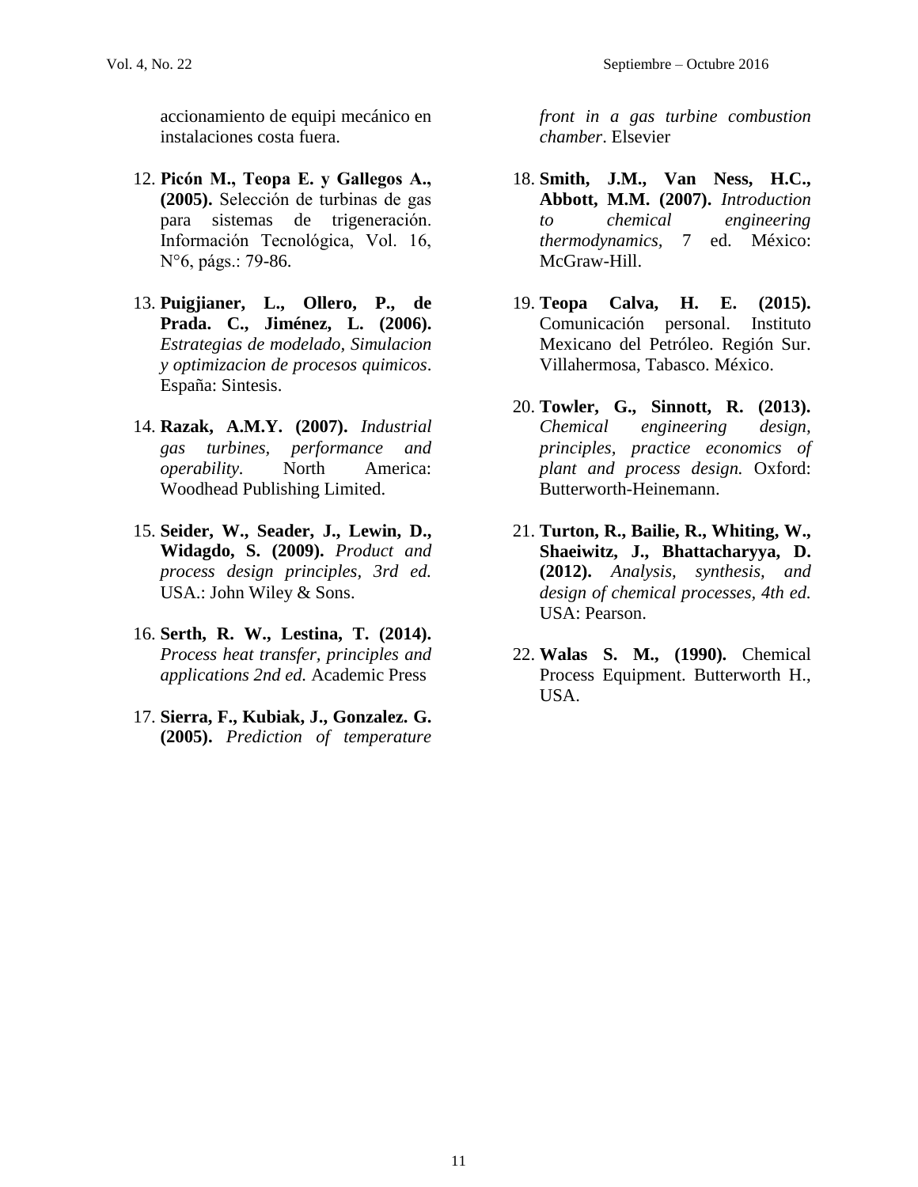accionamiento de equipi mecánico en instalaciones costa fuera.

12. **Picón M., Teopa E. y Gallegos A., (2005).** Selección de turbinas de gas para sistemas de trigeneración. Información Tecnológica, Vol. 16, N°6, págs.: 79-86.

13. **Puigjianer, L., Ollero, P., de Prada. C., Jiménez, L. (2006).** *Estrategias de modelado, Simulacion y optimizacion de procesos quimicos*. España: Sintesis.

14. **Razak, A.M.Y. (2007).** *Industrial gas turbines, performance and operability.* North America: Woodhead Publishing Limited.

15. **Seider, W., Seader, J., Lewin, D., Widagdo, S. (2009).** *Product and process design principles, 3rd ed.* USA.: John Wiley & Sons.

16. **Serth, R. W., Lestina, T. (2014).** *Process heat transfer, principles and applications 2nd ed.* Academic Press

17. **Sierra, F., Kubiak, J., Gonzalez. G. (2005).** *Prediction of temperature front in a gas turbine combustion chamber*. Elsevier

18. **Smith, J.M., Van Ness, H.C., Abbott, M.M. (2007).** *Introduction to chemical engineering thermodynamics,* 7 ed. México: McGraw-Hill.

19. **Teopa Calva, H. E. (2015).** Comunicación personal. Instituto Mexicano del Petróleo. Región Sur. Villahermosa, Tabasco. México.

20. **Towler, G., Sinnott, R. (2013).** *Chemical engineering design, principles, practice economics of plant and process design.* Oxford: Butterworth-Heinemann.

21. **Turton, R., Bailie, R., Whiting, W., Shaeiwitz, J., Bhattacharyya, D. (2012).** *Analysis, synthesis, and design of chemical processes, 4th ed.* USA: Pearson.

22. **Walas S. M., (1990).** Chemical Process Equipment. Butterworth H., USA.